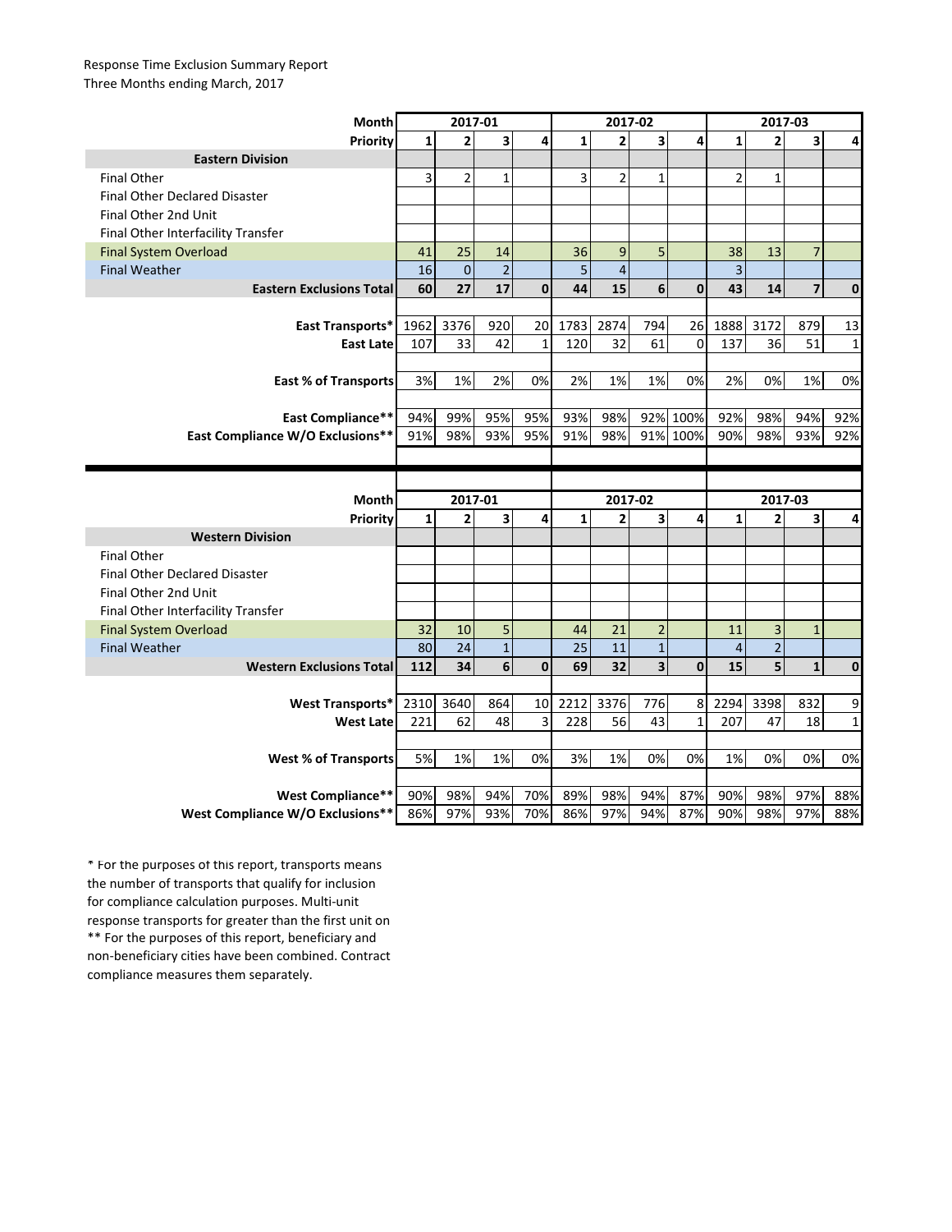Response Time Exclusion Summary Report
Three Months ending March, 2017

| Month | 2017-01 | | | | 2017-02 | | | | 2017-03 | | | |
|---|---|---|---|---|---|---|---|---|---|---|---|---|
| Priority | 1 | 2 | 3 | 4 | 1 | 2 | 3 | 4 | 1 | 2 | 3 | 4 |
| **Eastern Division** | | | | | | | | | | | | |
| Final Other | 3 | 2 | 1 | | 3 | 2 | 1 | | 2 | 1 | | |
| Final Other Declared Disaster | | | | | | | | | | | | |
| Final Other 2nd Unit | | | | | | | | | | | | |
| Final Other Interfacility Transfer | | | | | | | | | | | | |
| Final System Overload | 41 | 25 | 14 | | 36 | 9 | 5 | | 38 | 13 | 7 | |
| Final Weather | 16 | 0 | 2 | | 5 | 4 | | | 3 | | | |
| **Eastern Exclusions Total** | **60** | **27** | **17** | **0** | **44** | **15** | **6** | **0** | **43** | **14** | **7** | **0** |
| | | | | | | | | | | | | |
| **East Transports*** | 1962 | 3376 | 920 | 20 | 1783 | 2874 | 794 | 26 | 1888 | 3172 | 879 | 13 |
| **East Late** | 107 | 33 | 42 | 1 | 120 | 32 | 61 | 0 | 137 | 36 | 51 | 1 |
| | | | | | | | | | | | | |
| **East % of Transports** | 3% | 1% | 2% | 0% | 2% | 1% | 1% | 0% | 2% | 0% | 1% | 0% |
| | | | | | | | | | | | | |
| **East Compliance**** | 94% | 99% | 95% | 95% | 93% | 98% | 92% | 100% | 92% | 98% | 94% | 92% |
| **East Compliance W/O Exclusions**** | 91% | 98% | 93% | 95% | 91% | 98% | 91% | 100% | 90% | 98% | 93% | 92% |

| Month | 2017-01 | | | | 2017-02 | | | | 2017-03 | | | |
|---|---|---|---|---|---|---|---|---|---|---|---|---|
| Priority | 1 | 2 | 3 | 4 | 1 | 2 | 3 | 4 | 1 | 2 | 3 | 4 |
| **Western Division** | | | | | | | | | | | | |
| Final Other | | | | | | | | | | | | |
| Final Other Declared Disaster | | | | | | | | | | | | |
| Final Other 2nd Unit | | | | | | | | | | | | |
| Final Other Interfacility Transfer | | | | | | | | | | | | |
| Final System Overload | 32 | 10 | 5 | | 44 | 21 | 2 | | 11 | 3 | 1 | |
| Final Weather | 80 | 24 | 1 | | 25 | 11 | 1 | | 4 | 2 | | |
| **Western Exclusions Total** | **112** | **34** | **6** | **0** | **69** | **32** | **3** | **0** | **15** | **5** | **1** | **0** |
| | | | | | | | | | | | | |
| **West Transports*** | 2310 | 3640 | 864 | 10 | 2212 | 3376 | 776 | 8 | 2294 | 3398 | 832 | 9 |
| **West Late** | 221 | 62 | 48 | 3 | 228 | 56 | 43 | 1 | 207 | 47 | 18 | 1 |
| | | | | | | | | | | | | |
| **West % of Transports** | 5% | 1% | 1% | 0% | 3% | 1% | 0% | 0% | 1% | 0% | 0% | 0% |
| | | | | | | | | | | | | |
| **West Compliance**** | 90% | 98% | 94% | 70% | 89% | 98% | 94% | 87% | 90% | 98% | 97% | 88% |
| **West Compliance W/O Exclusions**** | 86% | 97% | 93% | 70% | 86% | 97% | 94% | 87% | 90% | 98% | 97% | 88% |

* For the purposes of this report, transports means the number of transports that qualify for inclusion for compliance calculation purposes. Multi-unit response transports for greater than the first unit on

** For the purposes of this report, beneficiary and non-beneficiary cities have been combined. Contract compliance measures them separately.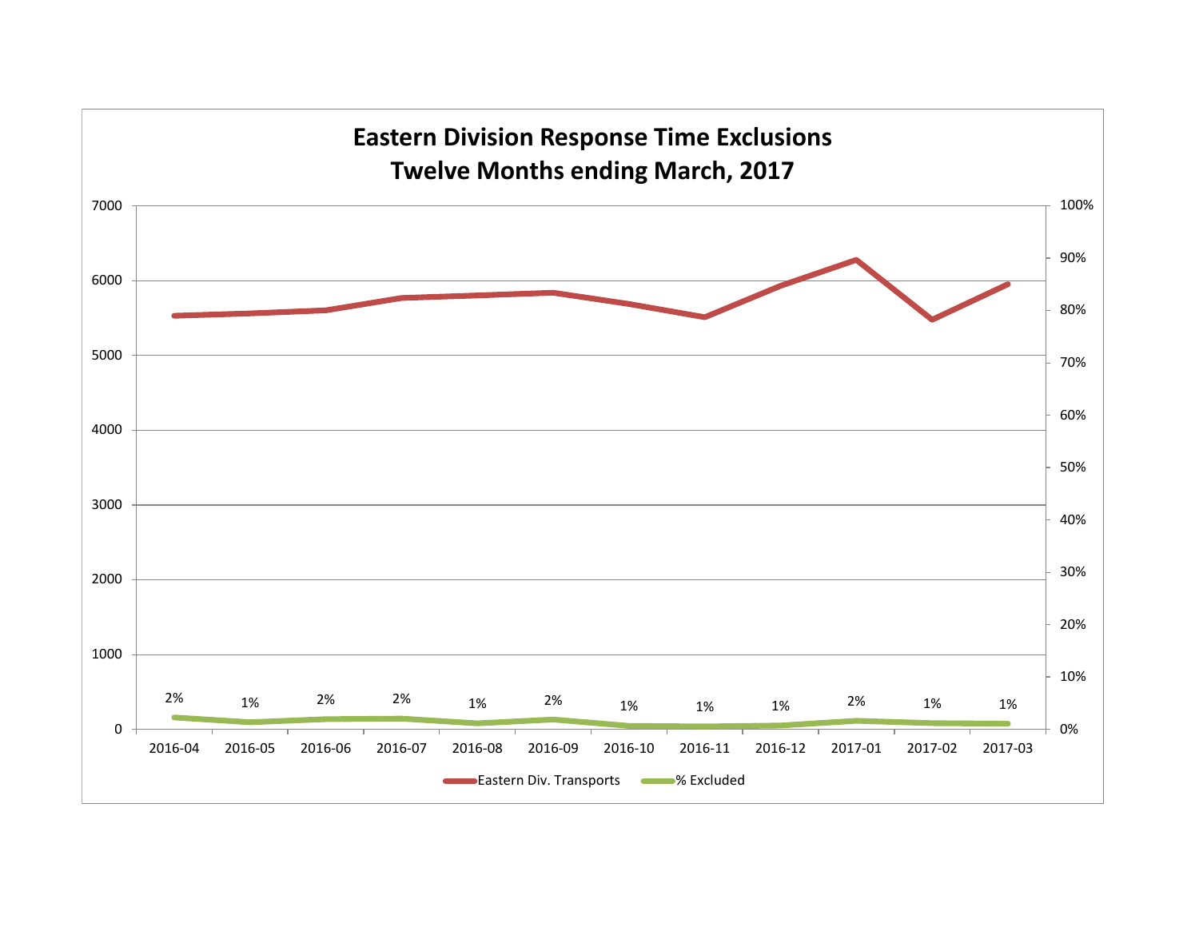# Eastern Division Response Time Exclusions
## Twelve Months ending March, 2017

7000
6000
5000
4000
3000
2000
1000
0

100%
90%
80%
70%
60%
50%
40%
30%
20%
10%
0%

2% 1% 2% 2% 1% 2% 1% 1% 1% 2% 1% 1%

2016-04 2016-05 2016-06 2016-07 2016-08 2016-09 2016-10 2016-11 2016-12 2017-01 2017-02 2017-03

Eastern Div. Transports
% Excluded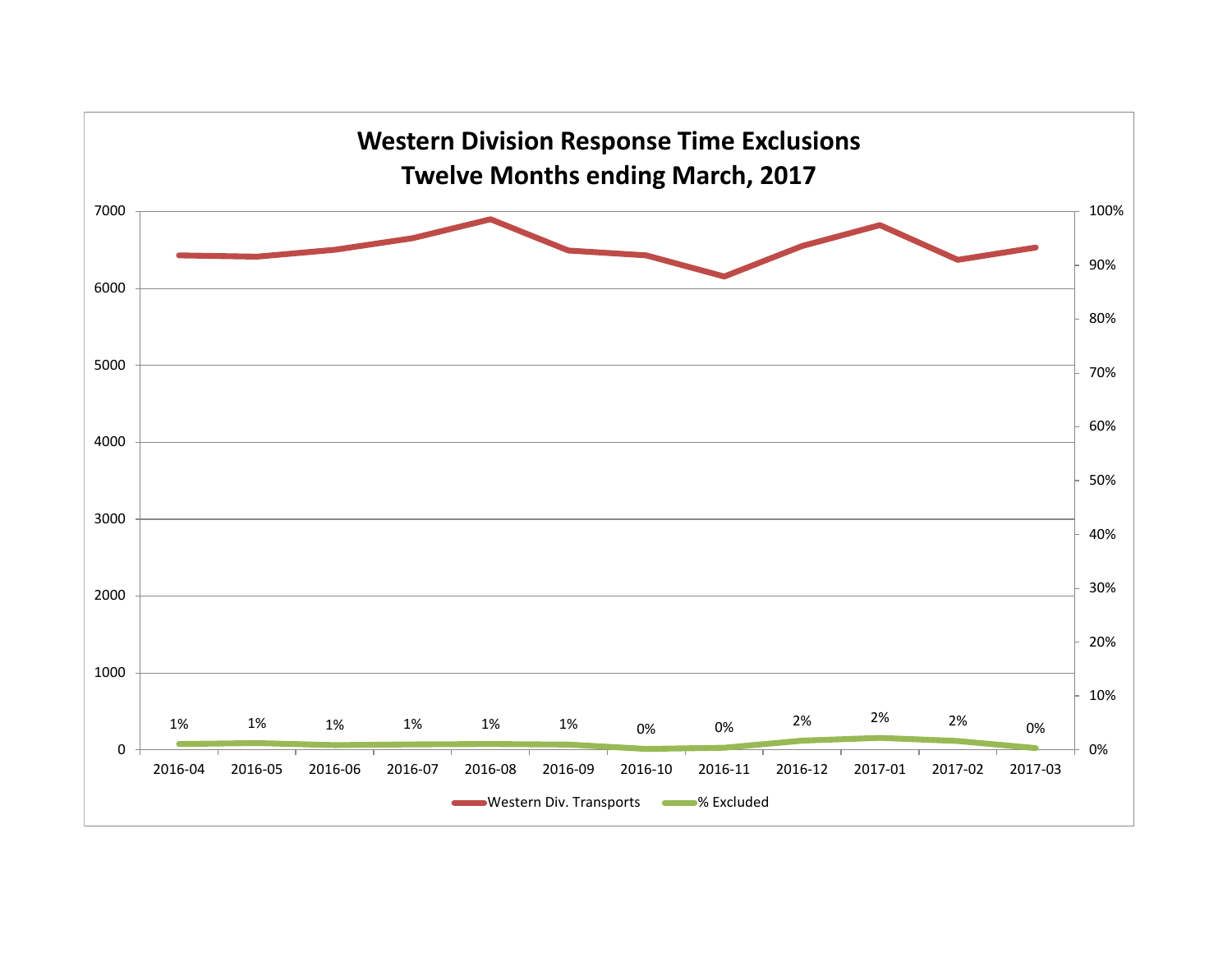**Western Division Response Time Exclusions**
**Twelve Months ending March, 2017**

7000
6000
5000
4000
3000
2000
1000
0

100%
90%
80%
70%
60%
50%
40%
30%
20%
10%
0%

1% 1% 1% 1% 1% 1% 0% 0% 2% 2% 2% 0%

2016-04 2016-05 2016-06 2016-07 2016-08 2016-09 2016-10 2016-11 2016-12 2017-01 2017-02 2017-03

Western Div. Transports
% Excluded